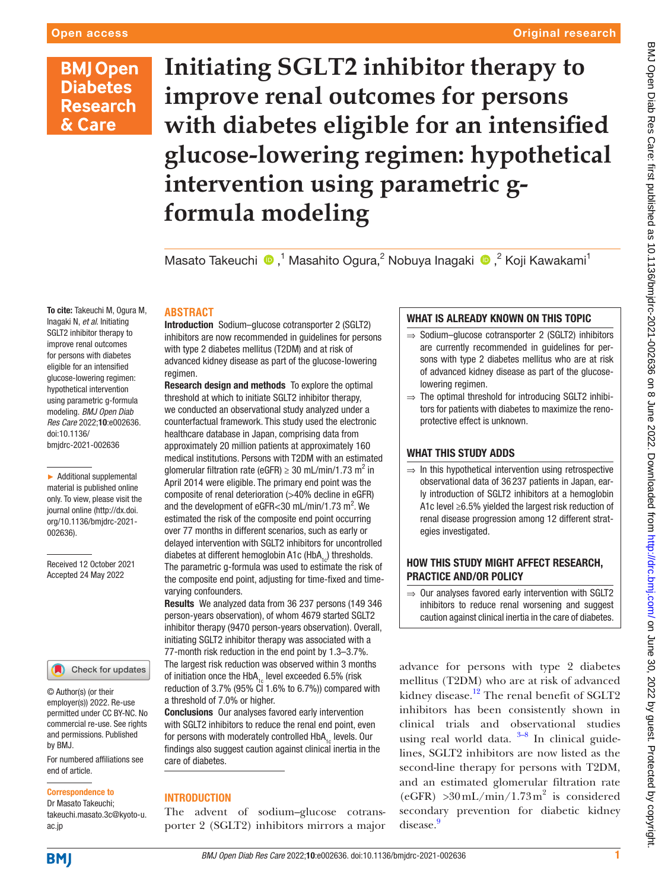# Initiating SGLT2 inhibitor therapy to improve renal outcomes for persons with diabetes eligible for an intensified glucose-lowering regimen: hypothetical intervention using parametric g-formula modeling

Masato Takeuchi [1], Masahito Ogura [2], Nobuya Inagaki [2], Koji Kawakami [1]

**To cite:** Takeuchi M, Ogura M, Inagaki N, *et al*. Initiating SGLT2 inhibitor therapy to improve renal outcomes for persons with diabetes eligible for an intensified glucose-lowering regimen: hypothetical intervention using parametric g-formula modeling. *BMJ Open Diab Res Care* 2022;**10**:e002636. doi:10.1136/bmjdrc-2021-002636

► Additional supplemental material is published online only. To view, please visit the journal online (http://dx.doi.org/10.1136/bmjdrc-2021-002636).

Received 12 October 2021
Accepted 24 May 2022

© Author(s) (or their employer(s)) 2022. Re-use permitted under CC BY-NC. No commercial re-use. See rights and permissions. Published by BMJ.

For numbered affiliations see end of article.

**Correspondence to**
Dr Masato Takeuchi; takeuchi.masato.3c@kyoto-u.ac.jp

## ABSTRACT

**Introduction** Sodium–glucose cotransporter 2 (SGLT2) inhibitors are now recommended in guidelines for persons with type 2 diabetes mellitus (T2DM) and at risk of advanced kidney disease as part of the glucose-lowering regimen.

**Research design and methods** To explore the optimal threshold at which to initiate SGLT2 inhibitor therapy, we conducted an observational study analyzed under a counterfactual framework. This study used the electronic healthcare database in Japan, comprising data from approximately 20 million patients at approximately 160 medical institutions. Persons with T2DM with an estimated glomerular filtration rate (eGFR) ≥ 30 mL/min/1.73 $m^2$ in April 2014 were eligible. The primary end point was the composite of renal deterioration (>40% decline in eGFR) and the development of eGFR<30 mL/min/1.73 $m^2$. We estimated the risk of the composite end point occurring over 77 months in different scenarios, such as early or delayed intervention with SGLT2 inhibitors for uncontrolled diabetes at different hemoglobin A1c ($HbA_{1c}$) thresholds. The parametric g-formula was used to estimate the risk of the composite end point, adjusting for time-fixed and time-varying confounders.

**Results** We analyzed data from 36 237 persons (149 346 person-years observation), of whom 4679 started SGLT2 inhibitor therapy (9470 person-years observation). Overall, initiating SGLT2 inhibitor therapy was associated with a 77-month risk reduction in the end point by 1.3–3.7%. The largest risk reduction was observed within 3 months of initiation once the $HbA_{1c}$ level exceeded 6.5% (risk reduction of 3.7% (95% CI 1.6% to 6.7%)) compared with a threshold of 7.0% or higher.

**Conclusions** Our analyses favored early intervention with SGLT2 inhibitors to reduce the renal end point, even for persons with moderately controlled $HbA_{1c}$ levels. Our findings also suggest caution against clinical inertia in the care of diabetes.

### WHAT IS ALREADY KNOWN ON THIS TOPIC

⇒ Sodium–glucose cotransporter 2 (SGLT2) inhibitors are currently recommended in guidelines for persons with type 2 diabetes mellitus who are at risk of advanced kidney disease as part of the glucose-lowering regimen.

⇒ The optimal threshold for introducing SGLT2 inhibitors for patients with diabetes to maximize the renoprotective effect is unknown.

### WHAT THIS STUDY ADDS

⇒ In this hypothetical intervention using retrospective observational data of 36 237 patients in Japan, early introduction of SGLT2 inhibitors at a hemoglobin A1c level ≥6.5% yielded the largest risk reduction of renal disease progression among 12 different strategies investigated.

### HOW THIS STUDY MIGHT AFFECT RESEARCH, PRACTICE AND/OR POLICY

⇒ Our analyses favored early intervention with SGLT2 inhibitors to reduce renal worsening and suggest caution against clinical inertia in the care of diabetes.

## INTRODUCTION

The advent of sodium–glucose cotransporter 2 (SGLT2) inhibitors mirrors a major advance for persons with type 2 diabetes mellitus (T2DM) who are at risk of advanced kidney disease.[1,2] The renal benefit of SGLT2 inhibitors has been consistently shown in clinical trials and observational studies using real world data.[3–8] In clinical guidelines, SGLT2 inhibitors are now listed as the second-line therapy for persons with T2DM, and an estimated glomerular filtration rate (eGFR) >30 mL/min/1.73 $m^2$ is considered secondary prevention for diabetic kidney disease.[9]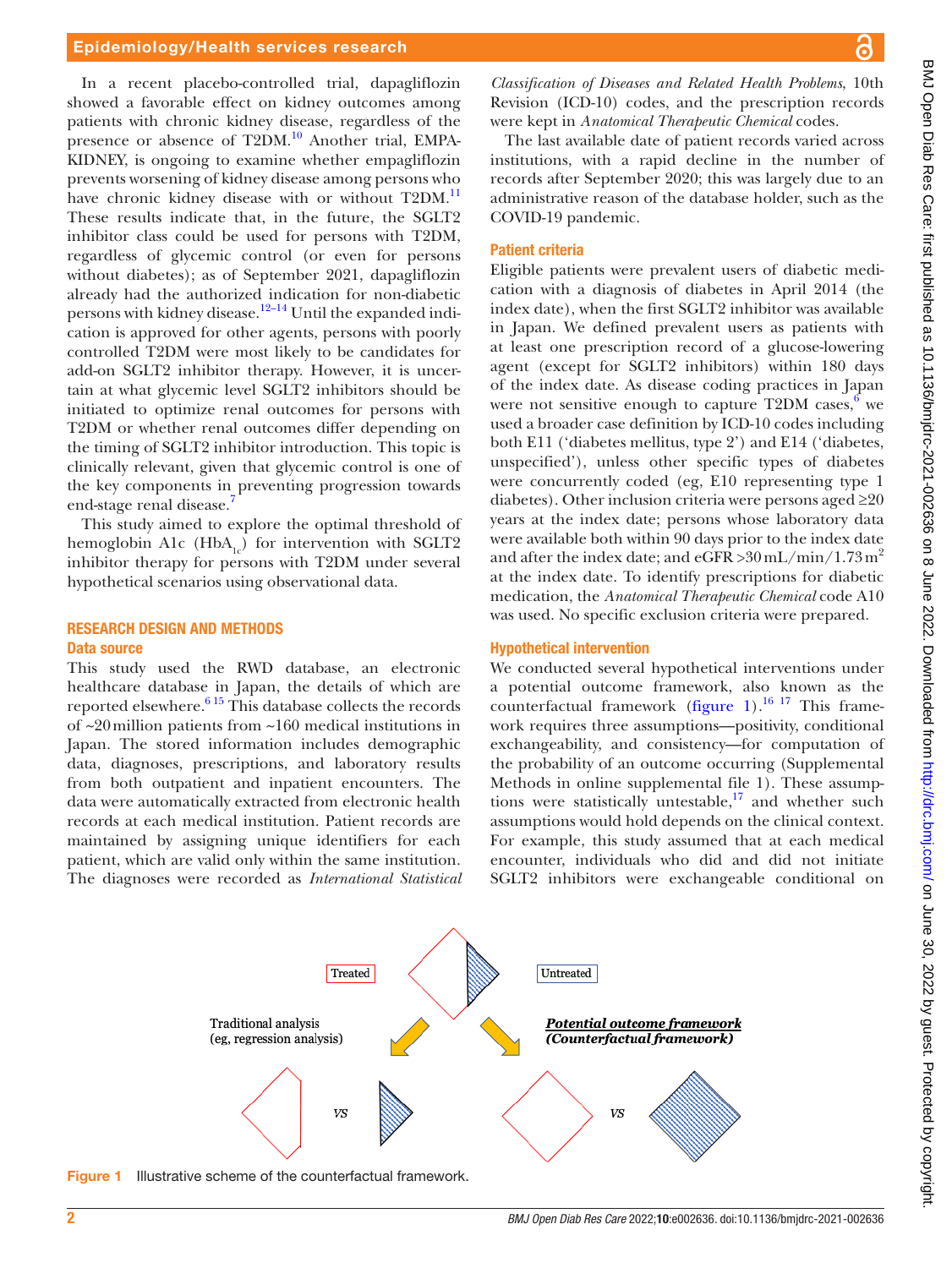In a recent placebo-controlled trial, dapagliflozin showed a favorable effect on kidney outcomes among patients with chronic kidney disease, regardless of the presence or absence of T2DM.[10] Another trial, EMPA-KIDNEY, is ongoing to examine whether empagliflozin prevents worsening of kidney disease among persons who have chronic kidney disease with or without T2DM.[11] These results indicate that, in the future, the SGLT2 inhibitor class could be used for persons with T2DM, regardless of glycemic control (or even for persons without diabetes); as of September 2021, dapagliflozin already had the authorized indication for non-diabetic persons with kidney disease.[12–14] Until the expanded indication is approved for other agents, persons with poorly controlled T2DM were most likely to be candidates for add-on SGLT2 inhibitor therapy. However, it is uncertain at what glycemic level SGLT2 inhibitors should be initiated to optimize renal outcomes for persons with T2DM or whether renal outcomes differ depending on the timing of SGLT2 inhibitor introduction. This topic is clinically relevant, given that glycemic control is one of the key components in preventing progression towards end-stage renal disease.[7]

This study aimed to explore the optimal threshold of hemoglobin A1c ($HbA_{1c}$) for intervention with SGLT2 inhibitor therapy for persons with T2DM under several hypothetical scenarios using observational data.

## RESEARCH DESIGN AND METHODS

### Data source

This study used the RWD database, an electronic healthcare database in Japan, the details of which are reported elsewhere.[6,15] This database collects the records of ~20 million patients from ~160 medical institutions in Japan. The stored information includes demographic data, diagnoses, prescriptions, and laboratory results from both outpatient and inpatient encounters. The data were automatically extracted from electronic health records at each medical institution. Patient records are maintained by assigning unique identifiers for each patient, which are valid only within the same institution. The diagnoses were recorded as *International Statistical Classification of Diseases and Related Health Problems*, 10th Revision (ICD-10) codes, and the prescription records were kept in *Anatomical Therapeutic Chemical* codes.

The last available date of patient records varied across institutions, with a rapid decline in the number of records after September 2020; this was largely due to an administrative reason of the database holder, such as the COVID-19 pandemic.

### Patient criteria

Eligible patients were prevalent users of diabetic medication with a diagnosis of diabetes in April 2014 (the index date), when the first SGLT2 inhibitor was available in Japan. We defined prevalent users as patients with at least one prescription record of a glucose-lowering agent (except for SGLT2 inhibitors) within 180 days of the index date. As disease coding practices in Japan were not sensitive enough to capture T2DM cases,[6] we used a broader case definition by ICD-10 codes including both E11 ('diabetes mellitus, type 2') and E14 ('diabetes, unspecified'), unless other specific types of diabetes were concurrently coded (eg, E10 representing type 1 diabetes). Other inclusion criteria were persons aged ≥20 years at the index date; persons whose laboratory data were available both within 90 days prior to the index date and after the index date; and eGFR >30 mL/min/1.73 m$^2$ at the index date. To identify prescriptions for diabetic medication, the *Anatomical Therapeutic Chemical* code A10 was used. No specific exclusion criteria were prepared.

### Hypothetical intervention

We conducted several hypothetical interventions under a potential outcome framework, also known as the counterfactual framework (figure 1).[16,17] This framework requires three assumptions—positivity, conditional exchangeability, and consistency—for computation of the probability of an outcome occurring (Supplemental Methods in online supplemental file 1). These assumptions were statistically untestable,[17] and whether such assumptions would hold depends on the clinical context. For example, this study assumed that at each medical encounter, individuals who did and did not initiate SGLT2 inhibitors were exchangeable conditional on

Figure 1 Illustrative scheme of the counterfactual framework.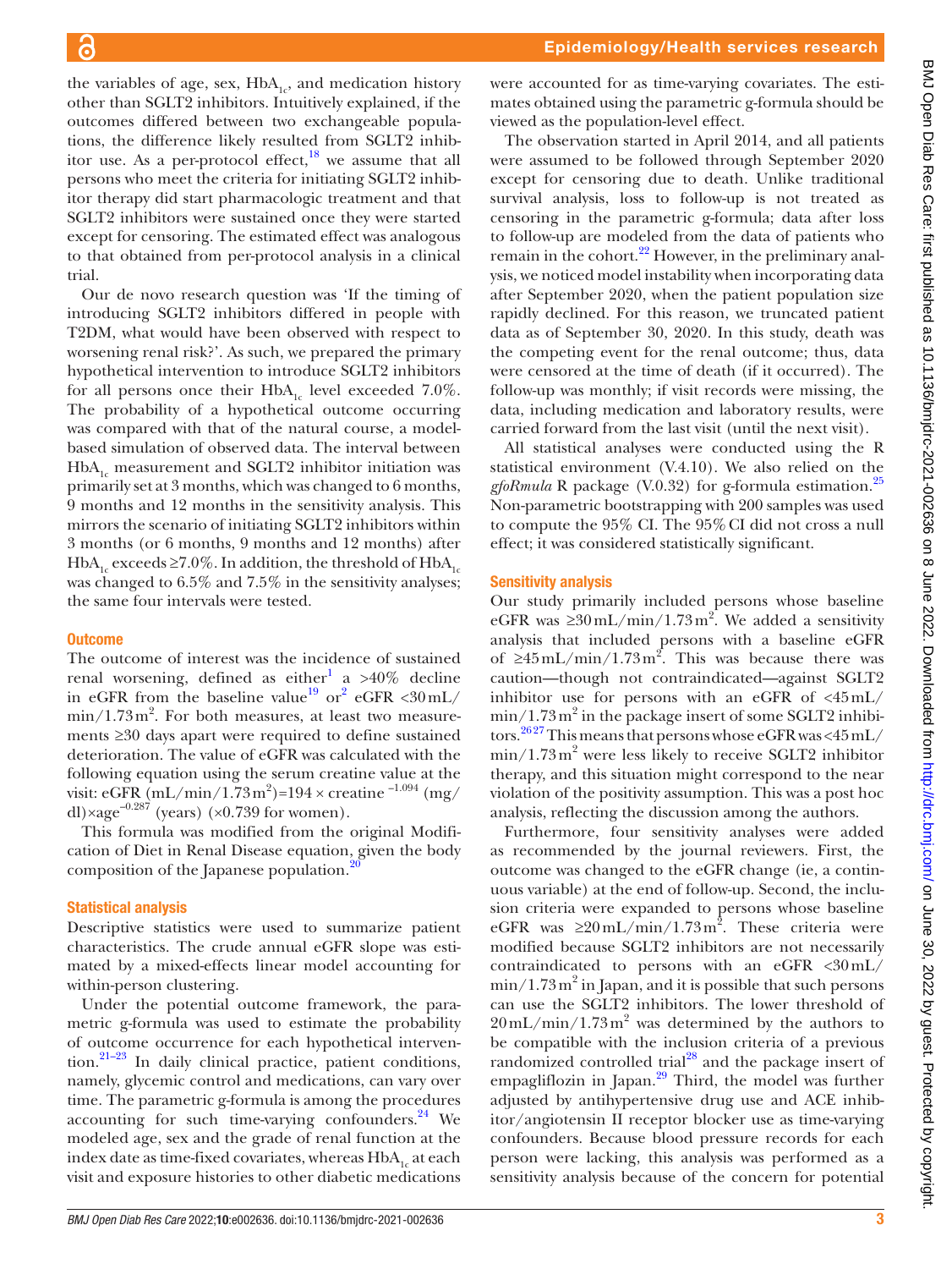the variables of age, sex, $HbA_{1c}$, and medication history other than SGLT2 inhibitors. Intuitively explained, if the outcomes differed between two exchangeable populations, the difference likely resulted from SGLT2 inhibitor use. As a per-protocol effect,[18] we assume that all persons who meet the criteria for initiating SGLT2 inhibitor therapy did start pharmacologic treatment and that SGLT2 inhibitors were sustained once they were started except for censoring. The estimated effect was analogous to that obtained from per-protocol analysis in a clinical trial.

Our de novo research question was 'If the timing of introducing SGLT2 inhibitors differed in people with T2DM, what would have been observed with respect to worsening renal risk?'. As such, we prepared the primary hypothetical intervention to introduce SGLT2 inhibitors for all persons once their $HbA_{1c}$ level exceeded 7.0%. The probability of a hypothetical outcome occurring was compared with that of the natural course, a model-based simulation of observed data. The interval between $HbA_{1c}$ measurement and SGLT2 inhibitor initiation was primarily set at 3 months, which was changed to 6 months, 9 months and 12 months in the sensitivity analysis. This mirrors the scenario of initiating SGLT2 inhibitors within 3 months (or 6 months, 9 months and 12 months) after $HbA_{1c}$ exceeds ≥7.0%. In addition, the threshold of $HbA_{1c}$ was changed to 6.5% and 7.5% in the sensitivity analyses; the same four intervals were tested.

### Outcome

The outcome of interest was the incidence of sustained renal worsening, defined as either[1] a >40% decline in eGFR from the baseline value[19] or[2] eGFR <30 mL/min/1.73 m$^2$. For both measures, at least two measurements ≥30 days apart were required to define sustained deterioration. The value of eGFR was calculated with the following equation using the serum creatine value at the visit: eGFR (mL/min/1.73 m$^2$)=194 × creatine $^{-1.094}$ (mg/dl)×age$^{-0.287}$ (years) (×0.739 for women).

This formula was modified from the original Modification of Diet in Renal Disease equation, given the body composition of the Japanese population.[20]

### Statistical analysis

Descriptive statistics were used to summarize patient characteristics. The crude annual eGFR slope was estimated by a mixed-effects linear model accounting for within-person clustering.

Under the potential outcome framework, the parametric g-formula was used to estimate the probability of outcome occurrence for each hypothetical intervention.[21–23] In daily clinical practice, patient conditions, namely, glycemic control and medications, can vary over time. The parametric g-formula is among the procedures accounting for such time-varying confounders.[24] We modeled age, sex and the grade of renal function at the index date as time-fixed covariates, whereas $HbA_{1c}$ at each visit and exposure histories to other diabetic medications were accounted for as time-varying covariates. The estimates obtained using the parametric g-formula should be viewed as the population-level effect.

The observation started in April 2014, and all patients were assumed to be followed through September 2020 except for censoring due to death. Unlike traditional survival analysis, loss to follow-up is not treated as censoring in the parametric g-formula; data after loss to follow-up are modeled from the data of patients who remain in the cohort.[22] However, in the preliminary analysis, we noticed model instability when incorporating data after September 2020, when the patient population size rapidly declined. For this reason, we truncated patient data as of September 30, 2020. In this study, death was the competing event for the renal outcome; thus, data were censored at the time of death (if it occurred). The follow-up was monthly; if visit records were missing, the data, including medication and laboratory results, were carried forward from the last visit (until the next visit).

All statistical analyses were conducted using the R statistical environment (V.4.10). We also relied on the *gfoRmula* R package (V.0.32) for g-formula estimation.[25] Non-parametric bootstrapping with 200 samples was used to compute the 95% CI. The 95% CI did not cross a null effect; it was considered statistically significant.

### Sensitivity analysis

Our study primarily included persons whose baseline eGFR was ≥30 mL/min/1.73 m$^2$. We added a sensitivity analysis that included persons with a baseline eGFR of ≥45 mL/min/1.73 m$^2$. This was because there was caution—though not contraindicated—against SGLT2 inhibitor use for persons with an eGFR of <45 mL/min/1.73 m$^2$ in the package insert of some SGLT2 inhibitors.[26,27] This means that persons whose eGFR was <45 mL/min/1.73 m$^2$ were less likely to receive SGLT2 inhibitor therapy, and this situation might correspond to the near violation of the positivity assumption. This was a post hoc analysis, reflecting the discussion among the authors.

Furthermore, four sensitivity analyses were added as recommended by the journal reviewers. First, the outcome was changed to the eGFR change (ie, a continuous variable) at the end of follow-up. Second, the inclusion criteria were expanded to persons whose baseline eGFR was ≥20 mL/min/1.73 m$^2$. These criteria were modified because SGLT2 inhibitors are not necessarily contraindicated to persons with an eGFR <30 mL/min/1.73 m$^2$ in Japan, and it is possible that such persons can use the SGLT2 inhibitors. The lower threshold of 20 mL/min/1.73 m$^2$ was determined by the authors to be compatible with the inclusion criteria of a previous randomized controlled trial[28] and the package insert of empagliflozin in Japan.[29] Third, the model was further adjusted by antihypertensive drug use and ACE inhibitor/angiotensin II receptor blocker use as time-varying confounders. Because blood pressure records for each person were lacking, this analysis was performed as a sensitivity analysis because of the concern for potential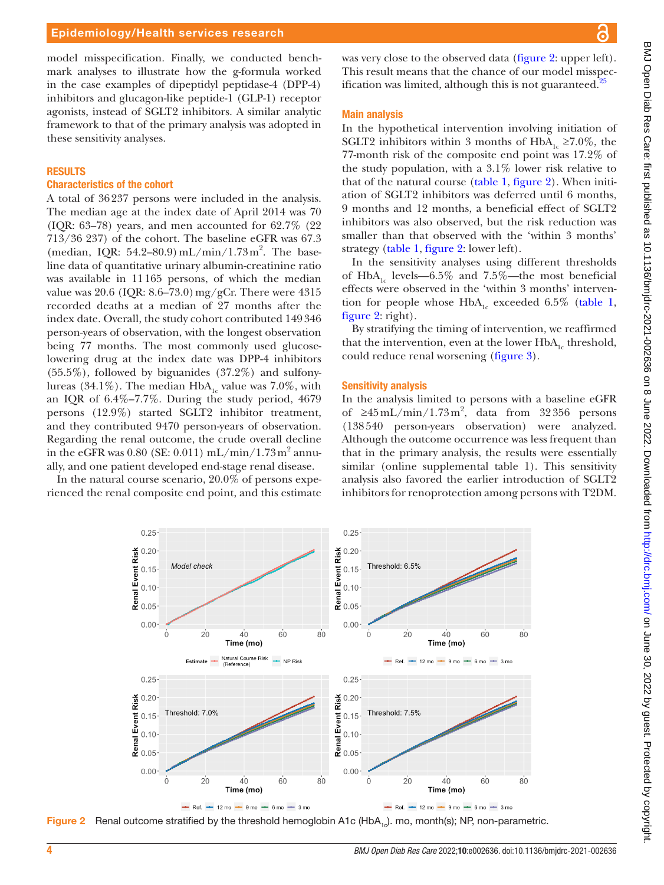model misspecification. Finally, we conducted benchmark analyses to illustrate how the g-formula worked in the case examples of dipeptidyl peptidase-4 (DPP-4) inhibitors and glucagon-like peptide-1 (GLP-1) receptor agonists, instead of SGLT2 inhibitors. A similar analytic framework to that of the primary analysis was adopted in these sensitivity analyses.

## RESULTS

### Characteristics of the cohort

A total of 36 237 persons were included in the analysis. The median age at the index date of April 2014 was 70 (IQR: 63–78) years, and men accounted for 62.7% (22 713/36 237) of the cohort. The baseline eGFR was 67.3 (median, IQR: 54.2–80.9) mL/min/1.73 $m^2$. The baseline data of quantitative urinary albumin-creatinine ratio was available in 11 165 persons, of which the median value was 20.6 (IQR: 8.6–73.0) mg/gCr. There were 4315 recorded deaths at a median of 27 months after the index date. Overall, the study cohort contributed 149 346 person-years of observation, with the longest observation being 77 months. The most commonly used glucose-lowering drug at the index date was DPP-4 inhibitors (55.5%), followed by biguanides (37.2%) and sulfonylureas (34.1%). The median $HbA_{1c}$ value was 7.0%, with an IQR of 6.4%–7.7%. During the study period, 4679 persons (12.9%) started SGLT2 inhibitor treatment, and they contributed 9470 person-years of observation. Regarding the renal outcome, the crude overall decline in the eGFR was 0.80 (SE: 0.011) mL/min/1.73 $m^2$ annually, and one patient developed end-stage renal disease.

In the natural course scenario, 20.0% of persons experienced the renal composite end point, and this estimate was very close to the observed data (figure 2: upper left). This result means that the chance of our model misspecification was limited, although this is not guaranteed.[25]

### Main analysis

In the hypothetical intervention involving initiation of SGLT2 inhibitors within 3 months of $HbA_{1c}$ ≥7.0%, the 77-month risk of the composite end point was 17.2% of the study population, with a 3.1% lower risk relative to that of the natural course (table 1, figure 2). When initiation of SGLT2 inhibitors was deferred until 6 months, 9 months and 12 months, a beneficial effect of SGLT2 inhibitors was also observed, but the risk reduction was smaller than that observed with the 'within 3 months' strategy (table 1, figure 2: lower left).

In the sensitivity analyses using different thresholds of $HbA_{1c}$ levels—6.5% and 7.5%—the most beneficial effects were observed in the 'within 3 months' intervention for people whose $HbA_{1c}$ exceeded 6.5% (table 1, figure 2: right).

By stratifying the timing of intervention, we reaffirmed that the intervention, even at the lower $HbA_{1c}$ threshold, could reduce renal worsening (figure 3).

### Sensitivity analysis

In the analysis limited to persons with a baseline eGFR of ≥45 mL/min/1.73 $m^2$, data from 32 356 persons (138 540 person-years observation) were analyzed. Although the outcome occurrence was less frequent than that in the primary analysis, the results were essentially similar (online supplemental table 1). This sensitivity analysis also favored the earlier introduction of SGLT2 inhibitors for renoprotection among persons with T2DM.

Figure 2 Renal outcome stratified by the threshold hemoglobin A1c ($HbA_{1c}$). mo, month(s); NP, non-parametric.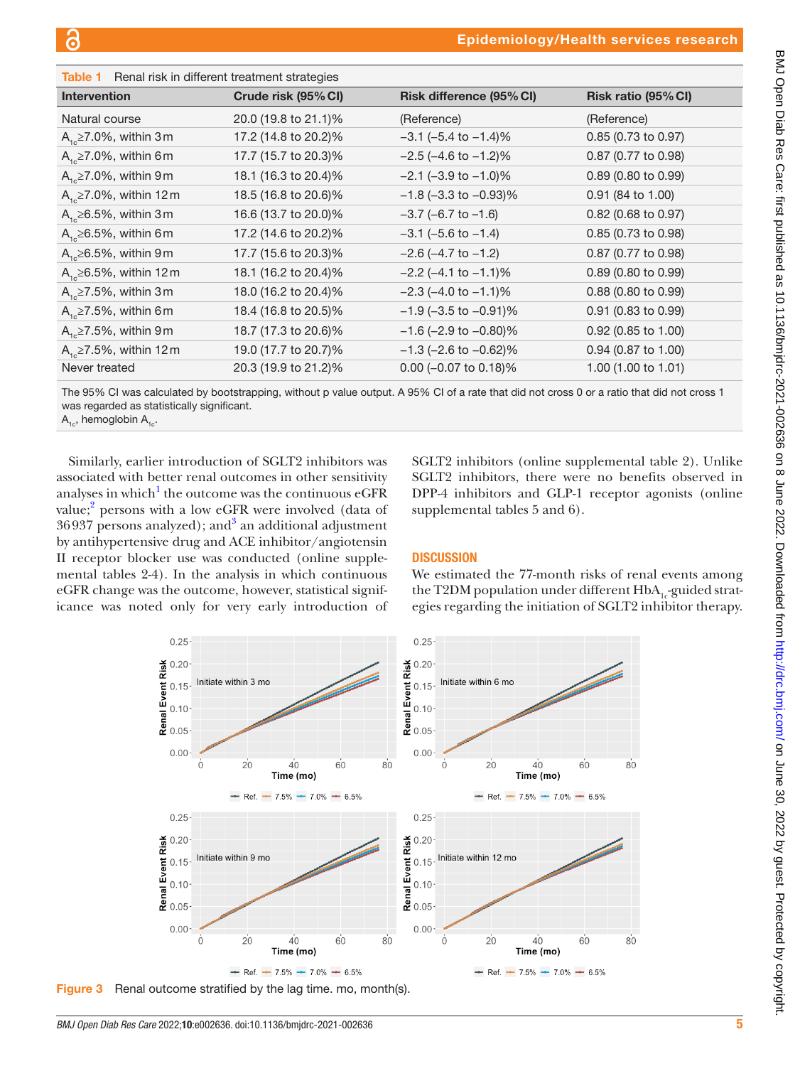**Table 1** Renal risk in different treatment strategies

| Intervention | Crude risk (95% CI) | Risk difference (95% CI) | Risk ratio (95% CI) |
|---|---|---|---|
| Natural course | 20.0 (19.8 to 21.1)% | (Reference) | (Reference) |
| $A_{1c}$≥7.0%, within 3m | 17.2 (14.8 to 20.2)% | −3.1 (−5.4 to −1.4)% | 0.85 (0.73 to 0.97) |
| $A_{1c}$≥7.0%, within 6m | 17.7 (15.7 to 20.3)% | −2.5 (−4.6 to −1.2)% | 0.87 (0.77 to 0.98) |
| $A_{1c}$≥7.0%, within 9m | 18.1 (16.3 to 20.4)% | −2.1 (−3.9 to −1.0)% | 0.89 (0.80 to 0.99) |
| $A_{1c}$≥7.0%, within 12m | 18.5 (16.8 to 20.6)% | −1.8 (−3.3 to −0.93)% | 0.91 (84 to 1.00) |
| $A_{1c}$≥6.5%, within 3m | 16.6 (13.7 to 20.0)% | −3.7 (−6.7 to −1.6) | 0.82 (0.68 to 0.97) |
| $A_{1c}$≥6.5%, within 6m | 17.2 (14.6 to 20.2)% | −3.1 (−5.6 to −1.4) | 0.85 (0.73 to 0.98) |
| $A_{1c}$≥6.5%, within 9m | 17.7 (15.6 to 20.3)% | −2.6 (−4.7 to −1.2) | 0.87 (0.77 to 0.98) |
| $A_{1c}$≥6.5%, within 12m | 18.1 (16.2 to 20.4)% | −2.2 (−4.1 to −1.1)% | 0.89 (0.80 to 0.99) |
| $A_{1c}$≥7.5%, within 3m | 18.0 (16.2 to 20.4)% | −2.3 (−4.0 to −1.1)% | 0.88 (0.80 to 0.99) |
| $A_{1c}$≥7.5%, within 6m | 18.4 (16.8 to 20.5)% | −1.9 (−3.5 to −0.91)% | 0.91 (0.83 to 0.99) |
| $A_{1c}$≥7.5%, within 9m | 18.7 (17.3 to 20.6)% | −1.6 (−2.9 to −0.80)% | 0.92 (0.85 to 1.00) |
| $A_{1c}$≥7.5%, within 12m | 19.0 (17.7 to 20.7)% | −1.3 (−2.6 to −0.62)% | 0.94 (0.87 to 1.00) |
| Never treated | 20.3 (19.9 to 21.2)% | 0.00 (−0.07 to 0.18)% | 1.00 (1.00 to 1.01) |

The 95% CI was calculated by bootstrapping, without p value output. A 95% CI of a rate that did not cross 0 or a ratio that did not cross 1 was regarded as statistically significant.
$A_{1c}$, hemoglobin $A_{1c}$.

Similarly, earlier introduction of SGLT2 inhibitors was associated with better renal outcomes in other sensitivity analyses in which[1] the outcome was the continuous eGFR value;[2] persons with a low eGFR were involved (data of 36937 persons analyzed); and[3] an additional adjustment by antihypertensive drug and ACE inhibitor/angiotensin II receptor blocker use was conducted (online supplemental tables 2-4). In the analysis in which continuous eGFR change was the outcome, however, statistical significance was noted only for very early introduction of SGLT2 inhibitors (online supplemental table 2). Unlike SGLT2 inhibitors, there were no benefits observed in DPP-4 inhibitors and GLP-1 receptor agonists (online supplemental tables 5 and 6).

## DISCUSSION

We estimated the 77-month risks of renal events among the T2DM population under different $HbA_{1c}$-guided strategies regarding the initiation of SGLT2 inhibitor therapy.

**Figure 3** Renal outcome stratified by the lag time. mo, month(s).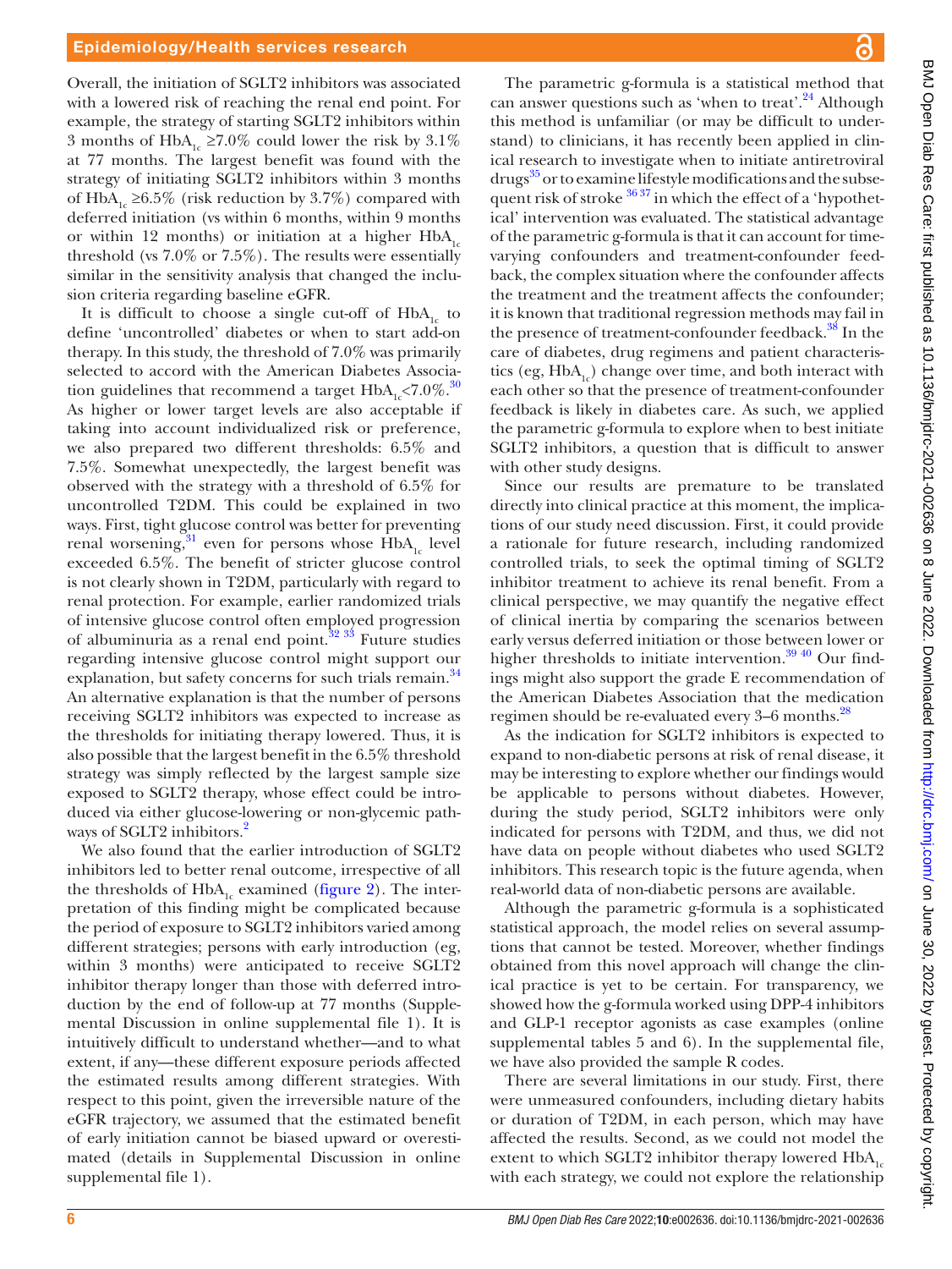Overall, the initiation of SGLT2 inhibitors was associated with a lowered risk of reaching the renal end point. For example, the strategy of starting SGLT2 inhibitors within 3 months of $HbA_{1c}$ ≥7.0% could lower the risk by 3.1% at 77 months. The largest benefit was found with the strategy of initiating SGLT2 inhibitors within 3 months of $HbA_{1c}$ ≥6.5% (risk reduction by 3.7%) compared with deferred initiation (vs within 6 months, within 9 months or within 12 months) or initiation at a higher $HbA_{1c}$ threshold (vs 7.0% or 7.5%). The results were essentially similar in the sensitivity analysis that changed the inclusion criteria regarding baseline eGFR.

It is difficult to choose a single cut-off of $HbA_{1c}$ to define 'uncontrolled' diabetes or when to start add-on therapy. In this study, the threshold of 7.0% was primarily selected to accord with the American Diabetes Association guidelines that recommend a target $HbA_{1c}$<7.0%.[30] As higher or lower target levels are also acceptable if taking into account individualized risk or preference, we also prepared two different thresholds: 6.5% and 7.5%. Somewhat unexpectedly, the largest benefit was observed with the strategy with a threshold of 6.5% for uncontrolled T2DM. This could be explained in two ways. First, tight glucose control was better for preventing renal worsening,[31] even for persons whose $HbA_{1c}$ level exceeded 6.5%. The benefit of stricter glucose control is not clearly shown in T2DM, particularly with regard to renal protection. For example, earlier randomized trials of intensive glucose control often employed progression of albuminuria as a renal end point.[32 33] Future studies regarding intensive glucose control might support our explanation, but safety concerns for such trials remain.[34] An alternative explanation is that the number of persons receiving SGLT2 inhibitors was expected to increase as the thresholds for initiating therapy lowered. Thus, it is also possible that the largest benefit in the 6.5% threshold strategy was simply reflected by the largest sample size exposed to SGLT2 therapy, whose effect could be introduced via either glucose-lowering or non-glycemic pathways of SGLT2 inhibitors.[2]

We also found that the earlier introduction of SGLT2 inhibitors led to better renal outcome, irrespective of all the thresholds of $HbA_{1c}$ examined (figure 2). The interpretation of this finding might be complicated because the period of exposure to SGLT2 inhibitors varied among different strategies; persons with early introduction (eg, within 3 months) were anticipated to receive SGLT2 inhibitor therapy longer than those with deferred introduction by the end of follow-up at 77 months (Supplemental Discussion in online supplemental file 1). It is intuitively difficult to understand whether—and to what extent, if any—these different exposure periods affected the estimated results among different strategies. With respect to this point, given the irreversible nature of the eGFR trajectory, we assumed that the estimated benefit of early initiation cannot be biased upward or overestimated (details in Supplemental Discussion in online supplemental file 1).

The parametric g-formula is a statistical method that can answer questions such as 'when to treat'.[24] Although this method is unfamiliar (or may be difficult to understand) to clinicians, it has recently been applied in clinical research to investigate when to initiate antiretroviral drugs[35] or to examine lifestyle modifications and the subsequent risk of stroke [36 37] in which the effect of a 'hypothetical' intervention was evaluated. The statistical advantage of the parametric g-formula is that it can account for time-varying confounders and treatment-confounder feedback, the complex situation where the confounder affects the treatment and the treatment affects the confounder; it is known that traditional regression methods may fail in the presence of treatment-confounder feedback.[38] In the care of diabetes, drug regimens and patient characteristics (eg, $HbA_{1c}$) change over time, and both interact with each other so that the presence of treatment-confounder feedback is likely in diabetes care. As such, we applied the parametric g-formula to explore when to best initiate SGLT2 inhibitors, a question that is difficult to answer with other study designs.

Since our results are premature to be translated directly into clinical practice at this moment, the implications of our study need discussion. First, it could provide a rationale for future research, including randomized controlled trials, to seek the optimal timing of SGLT2 inhibitor treatment to achieve its renal benefit. From a clinical perspective, we may quantify the negative effect of clinical inertia by comparing the scenarios between early versus deferred initiation or those between lower or higher thresholds to initiate intervention.[39 40] Our findings might also support the grade E recommendation of the American Diabetes Association that the medication regimen should be re-evaluated every 3–6 months.[28]

As the indication for SGLT2 inhibitors is expected to expand to non-diabetic persons at risk of renal disease, it may be interesting to explore whether our findings would be applicable to persons without diabetes. However, during the study period, SGLT2 inhibitors were only indicated for persons with T2DM, and thus, we did not have data on people without diabetes who used SGLT2 inhibitors. This research topic is the future agenda, when real-world data of non-diabetic persons are available.

Although the parametric g-formula is a sophisticated statistical approach, the model relies on several assumptions that cannot be tested. Moreover, whether findings obtained from this novel approach will change the clinical practice is yet to be certain. For transparency, we showed how the g-formula worked using DPP-4 inhibitors and GLP-1 receptor agonists as case examples (online supplemental tables 5 and 6). In the supplemental file, we have also provided the sample R codes.

There are several limitations in our study. First, there were unmeasured confounders, including dietary habits or duration of T2DM, in each person, which may have affected the results. Second, as we could not model the extent to which SGLT2 inhibitor therapy lowered $HbA_{1c}$ with each strategy, we could not explore the relationship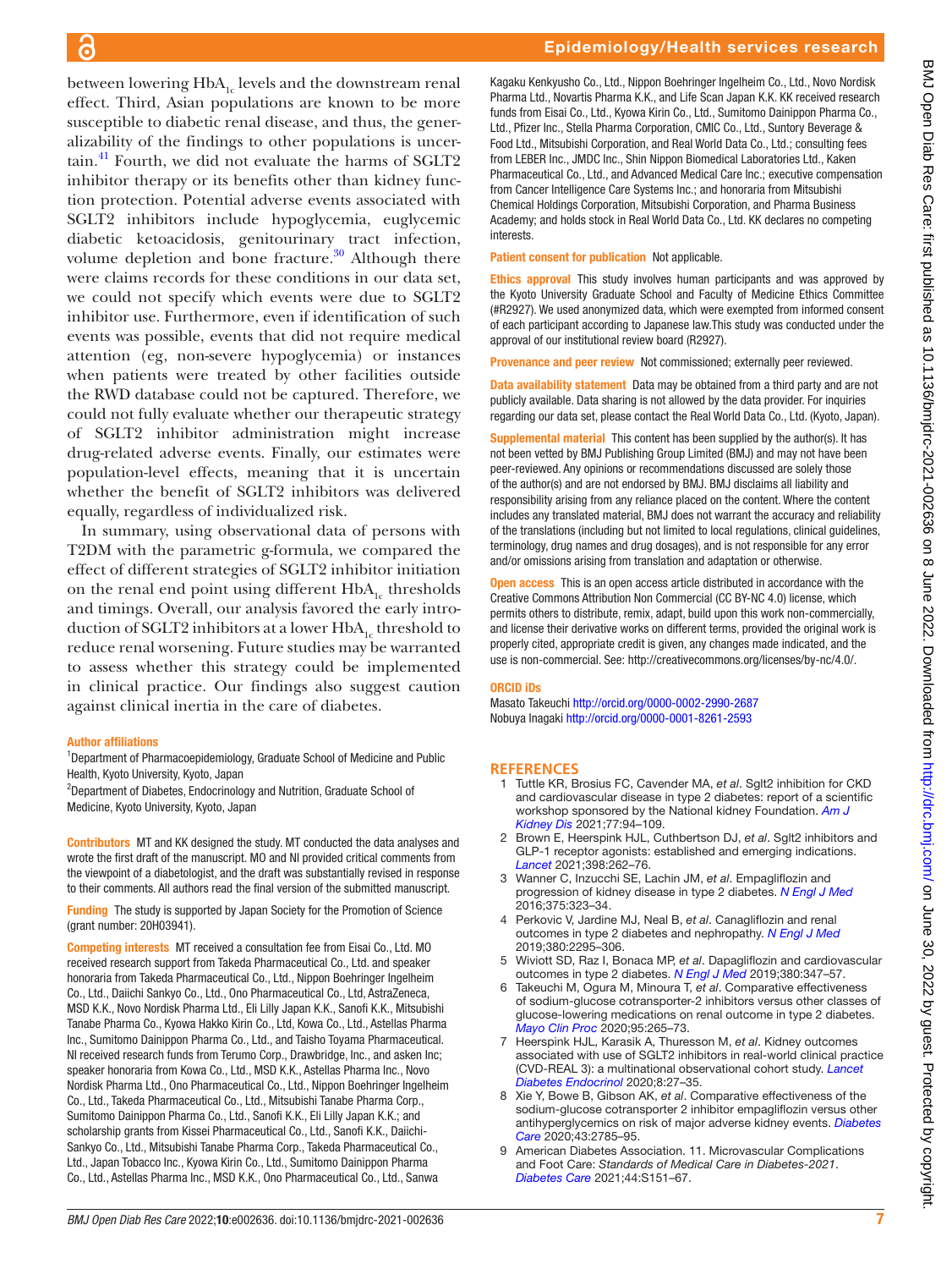between lowering $HbA_{1c}$ levels and the downstream renal effect. Third, Asian populations are known to be more susceptible to diabetic renal disease, and thus, the generalizability of the findings to other populations is uncertain.[41] Fourth, we did not evaluate the harms of SGLT2 inhibitor therapy or its benefits other than kidney function protection. Potential adverse events associated with SGLT2 inhibitors include hypoglycemia, euglycemic diabetic ketoacidosis, genitourinary tract infection, volume depletion and bone fracture.[30] Although there were claims records for these conditions in our data set, we could not specify which events were due to SGLT2 inhibitor use. Furthermore, even if identification of such events was possible, events that did not require medical attention (eg, non-severe hypoglycemia) or instances when patients were treated by other facilities outside the RWD database could not be captured. Therefore, we could not fully evaluate whether our therapeutic strategy of SGLT2 inhibitor administration might increase drug-related adverse events. Finally, our estimates were population-level effects, meaning that it is uncertain whether the benefit of SGLT2 inhibitors was delivered equally, regardless of individualized risk.

In summary, using observational data of persons with T2DM with the parametric g-formula, we compared the effect of different strategies of SGLT2 inhibitor initiation on the renal end point using different $HbA_{1c}$ thresholds and timings. Overall, our analysis favored the early introduction of SGLT2 inhibitors at a lower $HbA_{1c}$ threshold to reduce renal worsening. Future studies may be warranted to assess whether this strategy could be implemented in clinical practice. Our findings also suggest caution against clinical inertia in the care of diabetes.

**Author affiliations**

[1]Department of Pharmacoepidemiology, Graduate School of Medicine and Public Health, Kyoto University, Kyoto, Japan

[2]Department of Diabetes, Endocrinology and Nutrition, Graduate School of Medicine, Kyoto University, Kyoto, Japan

**Contributors** MT and KK designed the study. MT conducted the data analyses and wrote the first draft of the manuscript. MO and NI provided critical comments from the viewpoint of a diabetologist, and the draft was substantially revised in response to their comments. All authors read the final version of the submitted manuscript.

**Funding** The study is supported by Japan Society for the Promotion of Science (grant number: 20H03941).

**Competing interests** MT received a consultation fee from Eisai Co., Ltd. MO received research support from Takeda Pharmaceutical Co., Ltd. and speaker honoraria from Takeda Pharmaceutical Co., Ltd., Nippon Boehringer Ingelheim Co., Ltd., Daiichi Sankyo Co., Ltd., Ono Pharmaceutical Co., Ltd, AstraZeneca, MSD K.K., Novo Nordisk Pharma Ltd., Eli Lilly Japan K.K., Sanofi K.K., Mitsubishi Tanabe Pharma Co., Kyowa Hakko Kirin Co., Ltd, Kowa Co., Ltd., Astellas Pharma Inc., Sumitomo Dainippon Pharma Co., Ltd., and Taisho Toyama Pharmaceutical. NI received research funds from Terumo Corp., Drawbridge, Inc., and asken Inc; speaker honoraria from Kowa Co., Ltd., MSD K.K., Astellas Pharma Inc., Novo Nordisk Pharma Ltd., Ono Pharmaceutical Co., Ltd., Nippon Boehringer Ingelheim Co., Ltd., Takeda Pharmaceutical Co., Ltd., Mitsubishi Tanabe Pharma Corp., Sumitomo Dainippon Pharma Co., Ltd., Sanofi K.K., Eli Lilly Japan K.K.; and scholarship grants from Kissei Pharmaceutical Co., Ltd., Sanofi K.K., Daiichi-Sankyo Co., Ltd., Mitsubishi Tanabe Pharma Corp., Takeda Pharmaceutical Co., Ltd., Japan Tobacco Inc., Kyowa Kirin Co., Ltd., Sumitomo Dainippon Pharma Co., Ltd., Astellas Pharma Inc., MSD K.K., Ono Pharmaceutical Co., Ltd., Sanwa Kagaku Kenkyusho Co., Ltd., Nippon Boehringer Ingelheim Co., Ltd., Novo Nordisk Pharma Ltd., Novartis Pharma K.K., and Life Scan Japan K.K. KK received research funds from Eisai Co., Ltd., Kyowa Kirin Co., Ltd., Sumitomo Dainippon Pharma Co., Ltd., Pfizer Inc., Stella Pharma Corporation, CMIC Co., Ltd., Suntory Beverage & Food Ltd., Mitsubishi Corporation, and Real World Data Co., Ltd.; consulting fees from LEBER Inc., JMDC Inc., Shin Nippon Biomedical Laboratories Ltd., Kaken Pharmaceutical Co., Ltd., and Advanced Medical Care Inc.; executive compensation from Cancer Intelligence Care Systems Inc.; and honoraria from Mitsubishi Chemical Holdings Corporation, Mitsubishi Corporation, and Pharma Business Academy; and holds stock in Real World Data Co., Ltd. KK declares no competing interests.

**Patient consent for publication** Not applicable.

**Ethics approval** This study involves human participants and was approved by the Kyoto University Graduate School and Faculty of Medicine Ethics Committee (#R2927). We used anonymized data, which were exempted from informed consent of each participant according to Japanese law.This study was conducted under the approval of our institutional review board (R2927).

**Provenance and peer review** Not commissioned; externally peer reviewed.

**Data availability statement** Data may be obtained from a third party and are not publicly available. Data sharing is not allowed by the data provider. For inquiries regarding our data set, please contact the Real World Data Co., Ltd. (Kyoto, Japan).

**Supplemental material** This content has been supplied by the author(s). It has not been vetted by BMJ Publishing Group Limited (BMJ) and may not have been peer-reviewed. Any opinions or recommendations discussed are solely those of the author(s) and are not endorsed by BMJ. BMJ disclaims all liability and responsibility arising from any reliance placed on the content. Where the content includes any translated material, BMJ does not warrant the accuracy and reliability of the translations (including but not limited to local regulations, clinical guidelines, terminology, drug names and drug dosages), and is not responsible for any error and/or omissions arising from translation and adaptation or otherwise.

**Open access** This is an open access article distributed in accordance with the Creative Commons Attribution Non Commercial (CC BY-NC 4.0) license, which permits others to distribute, remix, adapt, build upon this work non-commercially, and license their derivative works on different terms, provided the original work is properly cited, appropriate credit is given, any changes made indicated, and the use is non-commercial. See: http://creativecommons.org/licenses/by-nc/4.0/.

**ORCID iDs**

Masato Takeuchi http://orcid.org/0000-0002-2990-2687
Nobuya Inagaki http://orcid.org/0000-0001-8261-2593

## REFERENCES

1. Tuttle KR, Brosius FC, Cavender MA, *et al*. Sglt2 inhibition for CKD and cardiovascular disease in type 2 diabetes: report of a scientific workshop sponsored by the National kidney Foundation. *Am J Kidney Dis* 2021;77:94–109.
2. Brown E, Heerspink HJL, Cuthbertson DJ, *et al*. Sglt2 inhibitors and GLP-1 receptor agonists: established and emerging indications. *Lancet* 2021;398:262–76.
3. Wanner C, Inzucchi SE, Lachin JM, *et al*. Empagliflozin and progression of kidney disease in type 2 diabetes. *N Engl J Med* 2016;375:323–34.
4. Perkovic V, Jardine MJ, Neal B, *et al*. Canagliflozin and renal outcomes in type 2 diabetes and nephropathy. *N Engl J Med* 2019;380:2295–306.
5. Wiviott SD, Raz I, Bonaca MP, *et al*. Dapagliflozin and cardiovascular outcomes in type 2 diabetes. *N Engl J Med* 2019;380:347–57.
6. Takeuchi M, Ogura M, Minoura T, *et al*. Comparative effectiveness of sodium-glucose cotransporter-2 inhibitors versus other classes of glucose-lowering medications on renal outcome in type 2 diabetes. *Mayo Clin Proc* 2020;95:265–73.
7. Heerspink HJL, Karasik A, Thuresson M, *et al*. Kidney outcomes associated with use of SGLT2 inhibitors in real-world clinical practice (CVD-REAL 3): a multinational observational cohort study. *Lancet Diabetes Endocrinol* 2020;8:27–35.
8. Xie Y, Bowe B, Gibson AK, *et al*. Comparative effectiveness of the sodium-glucose cotransporter 2 inhibitor empagliflozin versus other antihyperglycemics on risk of major adverse kidney events. *Diabetes Care* 2020;43:2785–95.
9. American Diabetes Association. 11. Microvascular Complications and Foot Care: *Standards of Medical Care in Diabetes-2021*. *Diabetes Care* 2021;44:S151–67.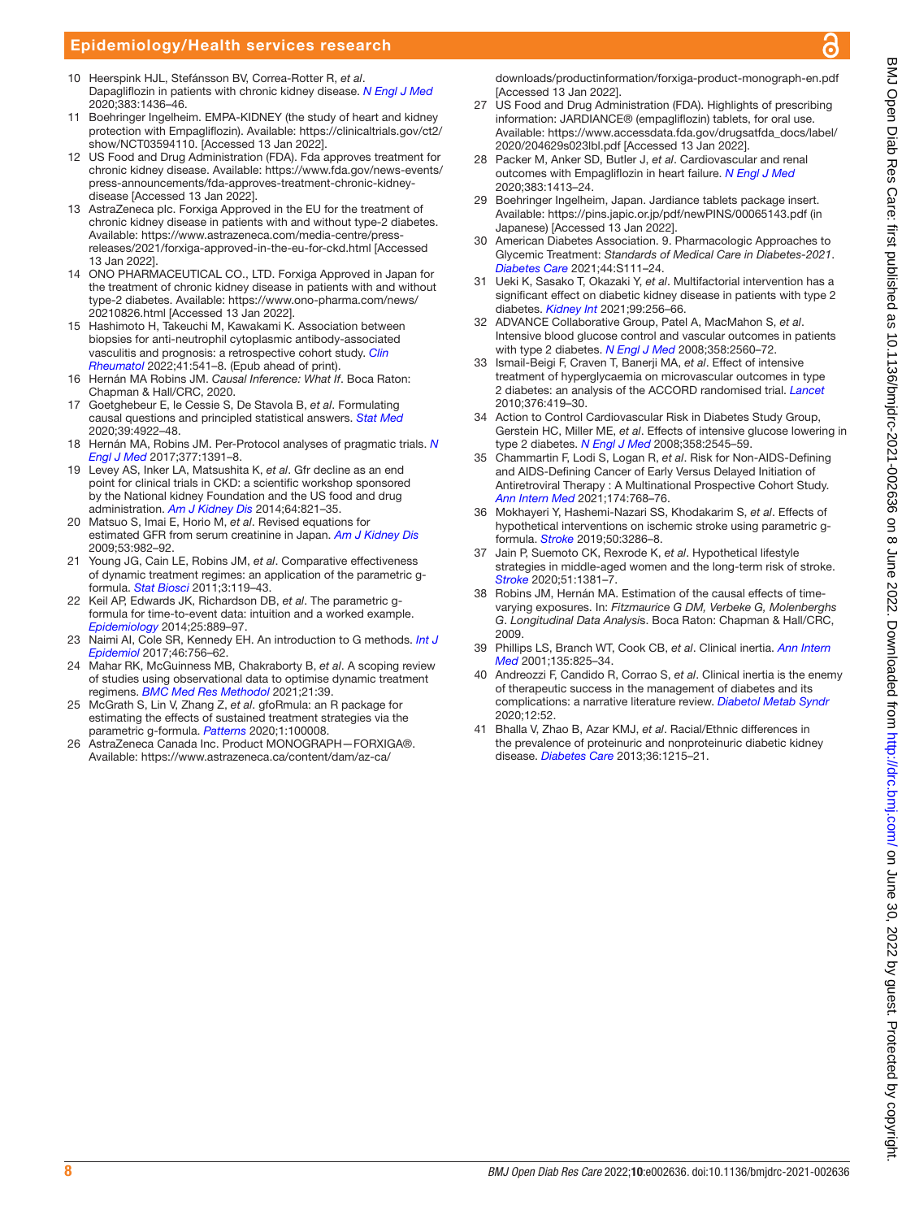10 Heerspink HJL, Stefánsson BV, Correa-Rotter R, *et al*. Dapagliflozin in patients with chronic kidney disease. *N Engl J Med* 2020;383:1436–46.
11 Boehringer Ingelheim. EMPA-KIDNEY (the study of heart and kidney protection with Empagliflozin). Available: https://clinicaltrials.gov/ct2/show/NCT03594110. [Accessed 13 Jan 2022].
12 US Food and Drug Administration (FDA). Fda approves treatment for chronic kidney disease. Available: https://www.fda.gov/news-events/press-announcements/fda-approves-treatment-chronic-kidney-disease [Accessed 13 Jan 2022].
13 AstraZeneca plc. Forxiga Approved in the EU for the treatment of chronic kidney disease in patients with and without type-2 diabetes. Available: https://www.astrazeneca.com/media-centre/press-releases/2021/forxiga-approved-in-the-eu-for-ckd.html [Accessed 13 Jan 2022].
14 ONO PHARMACEUTICAL CO., LTD. Forxiga Approved in Japan for the treatment of chronic kidney disease in patients with and without type-2 diabetes. Available: https://www.ono-pharma.com/news/20210826.html [Accessed 13 Jan 2022].
15 Hashimoto H, Takeuchi M, Kawakami K. Association between biopsies for anti-neutrophil cytoplasmic antibody-associated vasculitis and prognosis: a retrospective cohort study. *Clin Rheumatol* 2022;41:541–8. (Epub ahead of print).
16 Hernán MA Robins JM. *Causal Inference: What If*. Boca Raton: Chapman & Hall/CRC, 2020.
17 Goetghebeur E, le Cessie S, De Stavola B, *et al*. Formulating causal questions and principled statistical answers. *Stat Med* 2020;39:4922–48.
18 Hernán MA, Robins JM. Per-Protocol analyses of pragmatic trials. *N Engl J Med* 2017;377:1391–8.
19 Levey AS, Inker LA, Matsushita K, *et al*. Gfr decline as an end point for clinical trials in CKD: a scientific workshop sponsored by the National kidney Foundation and the US food and drug administration. *Am J Kidney Dis* 2014;64:821–35.
20 Matsuo S, Imai E, Horio M, *et al*. Revised equations for estimated GFR from serum creatinine in Japan. *Am J Kidney Dis* 2009;53:982–92.
21 Young JG, Cain LE, Robins JM, *et al*. Comparative effectiveness of dynamic treatment regimes: an application of the parametric g-formula. *Stat Biosci* 2011;3:119–43.
22 Keil AP, Edwards JK, Richardson DB, *et al*. The parametric g-formula for time-to-event data: intuition and a worked example. *Epidemiology* 2014;25:889–97.
23 Naimi AI, Cole SR, Kennedy EH. An introduction to G methods. *Int J Epidemiol* 2017;46:756–62.
24 Mahar RK, McGuinness MB, Chakraborty B, *et al*. A scoping review of studies using observational data to optimise dynamic treatment regimens. *BMC Med Res Methodol* 2021;21:39.
25 McGrath S, Lin V, Zhang Z, *et al*. gfoRmula: an R package for estimating the effects of sustained treatment strategies via the parametric g-formula. *Patterns* 2020;1:100008.
26 AstraZeneca Canada Inc. Product MONOGRAPH—FORXIGA®. Available: https://www.astrazeneca.ca/content/dam/az-ca/downloads/productinformation/forxiga-product-monograph-en.pdf [Accessed 13 Jan 2022].
27 US Food and Drug Administration (FDA). Highlights of prescribing information: JARDIANCE® (empagliflozin) tablets, for oral use. Available: https://www.accessdata.fda.gov/drugsatfda_docs/label/2020/204629s023lbl.pdf [Accessed 13 Jan 2022].
28 Packer M, Anker SD, Butler J, *et al*. Cardiovascular and renal outcomes with Empagliflozin in heart failure. *N Engl J Med* 2020;383:1413–24.
29 Boehringer Ingelheim, Japan. Jardiance tablets package insert. Available: https://pins.japic.or.jp/pdf/newPINS/00065143.pdf (in Japanese) [Accessed 13 Jan 2022].
30 American Diabetes Association. 9. Pharmacologic Approaches to Glycemic Treatment: *Standards of Medical Care in Diabetes-2021*. *Diabetes Care* 2021;44:S111–24.
31 Ueki K, Sasako T, Okazaki Y, *et al*. Multifactorial intervention has a significant effect on diabetic kidney disease in patients with type 2 diabetes. *Kidney Int* 2021;99:256–66.
32 ADVANCE Collaborative Group, Patel A, MacMahon S, *et al*. Intensive blood glucose control and vascular outcomes in patients with type 2 diabetes. *N Engl J Med* 2008;358:2560–72.
33 Ismail-Beigi F, Craven T, Banerji MA, *et al*. Effect of intensive treatment of hyperglycaemia on microvascular outcomes in type 2 diabetes: an analysis of the ACCORD randomised trial. *Lancet* 2010;376:419–30.
34 Action to Control Cardiovascular Risk in Diabetes Study Group, Gerstein HC, Miller ME, *et al*. Effects of intensive glucose lowering in type 2 diabetes. *N Engl J Med* 2008;358:2545–59.
35 Chammartin F, Lodi S, Logan R, *et al*. Risk for Non-AIDS-Defining and AIDS-Defining Cancer of Early Versus Delayed Initiation of Antiretroviral Therapy : A Multinational Prospective Cohort Study. *Ann Intern Med* 2021;174:768–76.
36 Mokhayeri Y, Hashemi-Nazari SS, Khodakarim S, *et al*. Effects of hypothetical interventions on ischemic stroke using parametric g-formula. *Stroke* 2019;50:3286–8.
37 Jain P, Suemoto CK, Rexrode K, *et al*. Hypothetical lifestyle strategies in middle-aged women and the long-term risk of stroke. *Stroke* 2020;51:1381–7.
38 Robins JM, Hernán MA. Estimation of the causal effects of time-varying exposures. In: *Fitzmaurice G DM, Verbeke G, Molenberghs G. Longitudinal Data Analysis*. Boca Raton: Chapman & Hall/CRC, 2009.
39 Phillips LS, Branch WT, Cook CB, *et al*. Clinical inertia. *Ann Intern Med* 2001;135:825–34.
40 Andreozzi F, Candido R, Corrao S, *et al*. Clinical inertia is the enemy of therapeutic success in the management of diabetes and its complications: a narrative literature review. *Diabetol Metab Syndr* 2020;12:52.
41 Bhalla V, Zhao B, Azar KMJ, *et al*. Racial/Ethnic differences in the prevalence of proteinuric and nonproteinuric diabetic kidney disease. *Diabetes Care* 2013;36:1215–21.